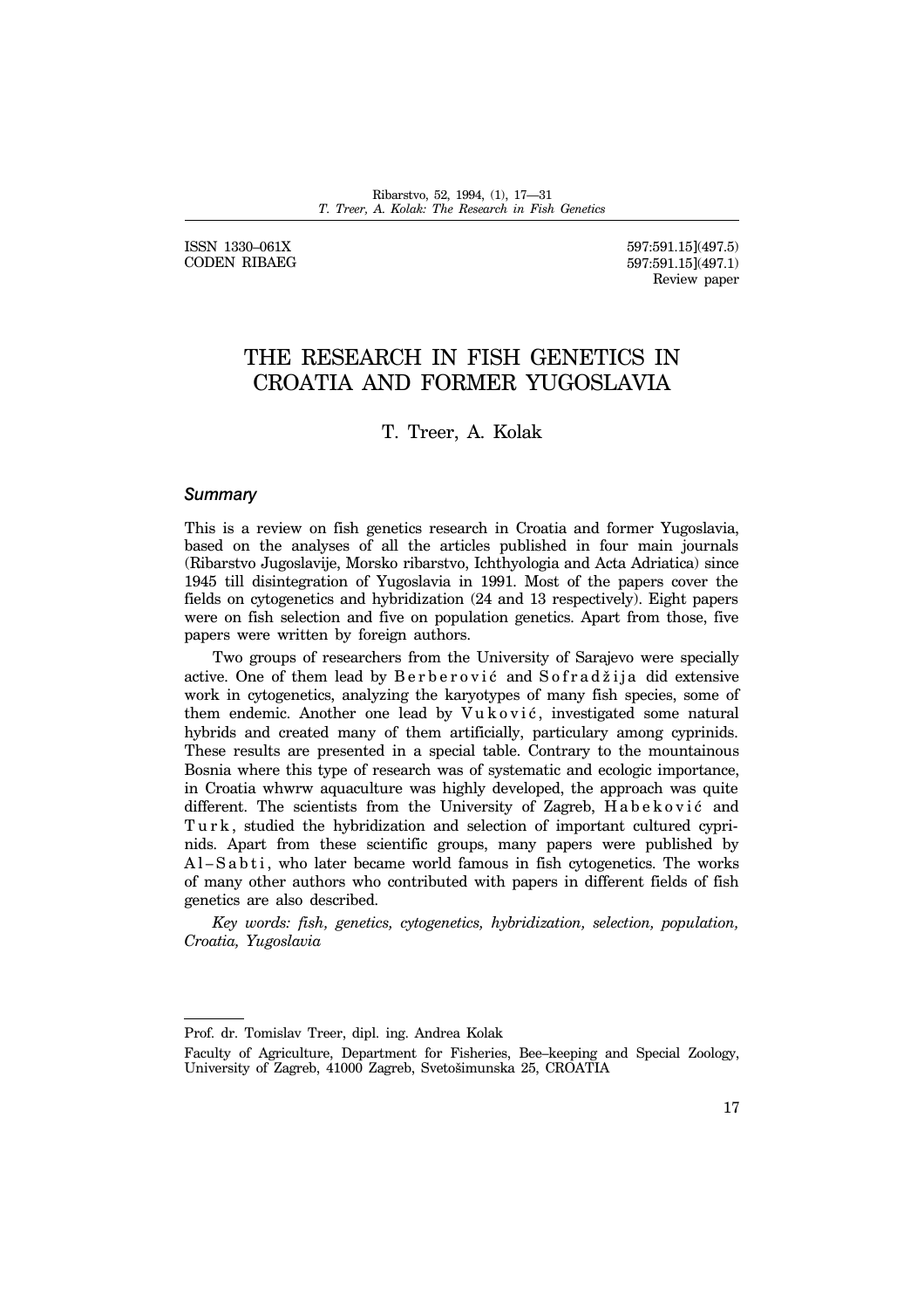ISSN 1330–061X
CODEN RIBAEG

597:591.15](497.5)
597:591.15](497.1)
Review paper

# THE RESEARCH IN FISH GENETICS IN CROATIA AND FORMER YUGOSLAVIA

T. Treer, A. Kolak

### *Summary*

This is a review on fish genetics research in Croatia and former Yugoslavia, based on the analyses of all the articles published in four main journals (Ribarstvo Jugoslavije, Morsko ribarstvo, Ichthyologia and Acta Adriatica) since 1945 till disintegration of Yugoslavia in 1991. Most of the papers cover the fields on cytogenetics and hybridization (24 and 13 respectively). Eight papers were on fish selection and five on population genetics. Apart from those, five papers were written by foreign authors.

Two groups of researchers from the University of Sarajevo were specially active. One of them lead by Berberović and Sofradžija did extensive work in cytogenetics, analyzing the karyotypes of many fish species, some of them endemic. Another one lead by Vuković, investigated some natural hybrids and created many of them artificially, particulary among cyprinids. These results are presented in a special table. Contrary to the mountainous Bosnia where this type of research was of systematic and ecologic importance, in Croatia whwrw aquaculture was highly developed, the approach was quite different. The scientists from the University of Zagreb, Habeković and Turk, studied the hybridization and selection of important cultured cyprinids. Apart from these scientific groups, many papers were published by Al-Sabti, who later became world famous in fish cytogenetics. The works of many other authors who contributed with papers in different fields of fish genetics are also described.

*Key words: fish, genetics, cytogenetics, hybridization, selection, population, Croatia, Yugoslavia*

---

Prof. dr. Tomislav Treer, dipl. ing. Andrea Kolak

Faculty of Agriculture, Department for Fisheries, Bee–keeping and Special Zoology, University of Zagreb, 41000 Zagreb, Svetošimunska 25, CROATIA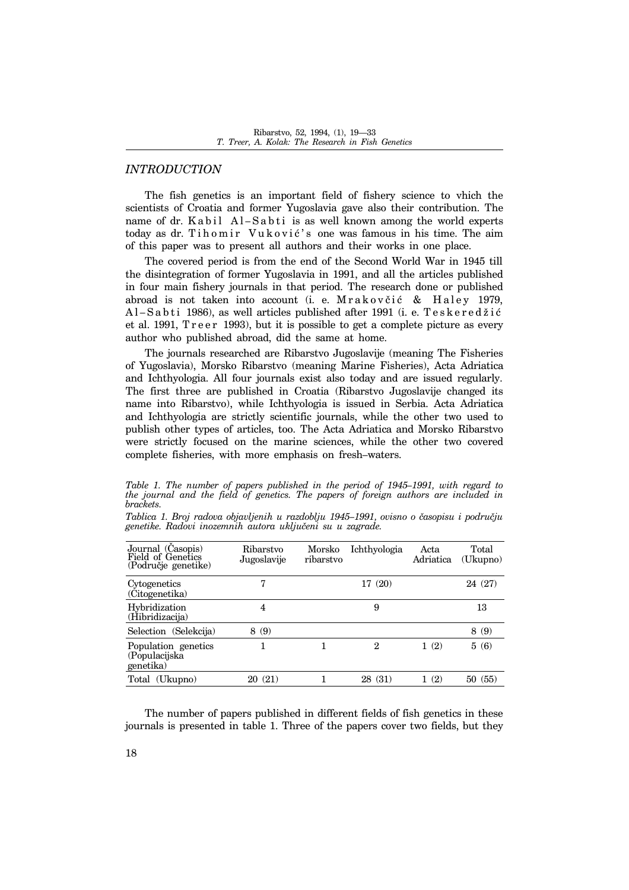## *INTRODUCTION*

The fish genetics is an important field of fishery science to vhich the scientists of Croatia and former Yugoslavia gave also their contribution. The name of dr. Kabil Al–Sabti is as well known among the world experts today as dr. Tihomir Vuković's one was famous in his time. The aim of this paper was to present all authors and their works in one place.

The covered period is from the end of the Second World War in 1945 till the disintegration of former Yugoslavia in 1991, and all the articles published in four main fishery journals in that period. The research done or published abroad is not taken into account (i. e. Mrakovčić & Haley 1979, Al–Sabti 1986), as well articles published after 1991 (i. e. Teskeredžić et al. 1991, Treer 1993), but it is possible to get a complete picture as every author who published abroad, did the same at home.

The journals researched are Ribarstvo Jugoslavije (meaning The Fisheries of Yugoslavia), Morsko Ribarstvo (meaning Marine Fisheries), Acta Adriatica and Ichthyologia. All four journals exist also today and are issued regularly. The first three are published in Croatia (Ribarstvo Jugoslavije changed its name into Ribarstvo), while Ichthyologia is issued in Serbia. Acta Adriatica and Ichthyologia are strictly scientific journals, while the other two used to publish other types of articles, too. The Acta Adriatica and Morsko Ribarstvo were strictly focused on the marine sciences, while the other two covered complete fisheries, with more emphasis on fresh–waters.

*Table 1. The number of papers published in the period of 1945–1991, with regard to the journal and the field of genetics. The papers of foreign authors are included in brackets.*

*Tablica 1. Broj radova objavljenih u razdoblju 1945–1991, ovisno o časopisu i području genetike. Radovi inozemnih autora uključeni su u zagrade.*

| Journal (Časopis) Field of Genetics (Područje genetike) | Ribarstvo Jugoslavije | Morsko ribarstvo | Ichthyologia | Acta Adriatica | Total (Ukupno) |
|---|---|---|---|---|---|
| Cytogenetics (Citogenetika) | 7 | | 17 (20) | | 24 (27) |
| Hybridization (Hibridizacija) | 4 | | 9 | | 13 |
| Selection (Selekcija) | 8 (9) | | | | 8 (9) |
| Population genetics (Populacijska genetika) | 1 | 1 | 2 | 1 (2) | 5 (6) |
| Total (Ukupno) | 20 (21) | 1 | 28 (31) | 1 (2) | 50 (55) |

The number of papers published in different fields of fish genetics in these journals is presented in table 1. Three of the papers cover two fields, but they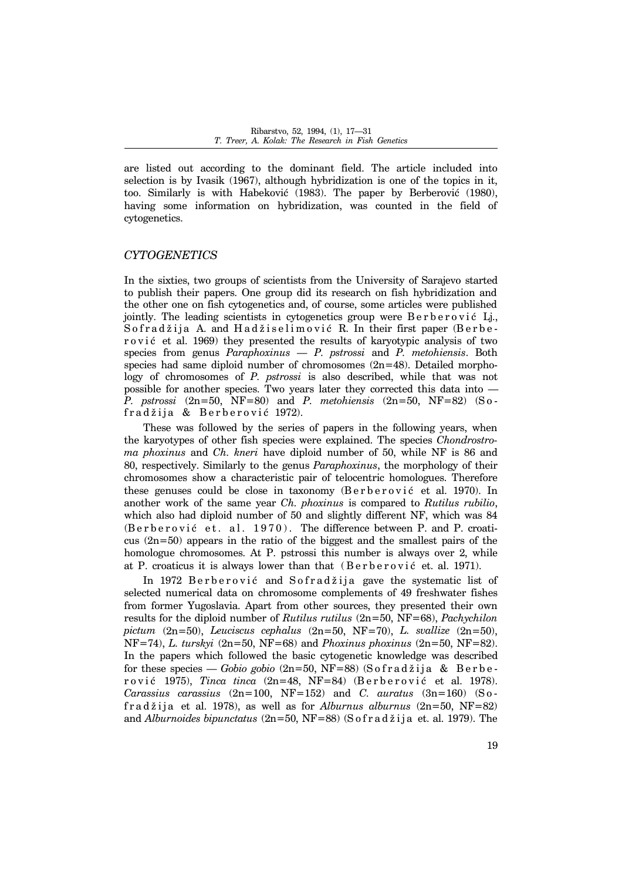are listed out according to the dominant field. The article included into selection is by Ivasik (1967), although hybridization is one of the topics in it, too. Similarly is with Habeković (1983). The paper by Berberović (1980), having some information on hybridization, was counted in the field of cytogenetics.

## *CYTOGENETICS*

In the sixties, two groups of scientists from the University of Sarajevo started to publish their papers. One group did its research on fish hybridization and the other one on fish cytogenetics and, of course, some articles were published jointly. The leading scientists in cytogenetics group were Berberović Lj., Sofradžija A. and Hadžiselimović R. In their first paper (Berberović et al. 1969) they presented the results of karyotypic analysis of two species from genus *Paraphoxinus* — *P. pstrossi* and *P. metohiensis*. Both species had same diploid number of chromosomes (2n=48). Detailed morphology of chromosomes of *P. pstrossi* is also described, while that was not possible for another species. Two years later they corrected this data into — *P. pstrossi* (2n=50, NF=80) and *P. metohiensis* (2n=50, NF=82) (Sofradžija & Berberović 1972).

These was followed by the series of papers in the following years, when the karyotypes of other fish species were explained. The species *Chondrostroma phoxinus* and *Ch. kneri* have diploid number of 50, while NF is 86 and 80, respectively. Similarly to the genus *Paraphoxinus*, the morphology of their chromosomes show a characteristic pair of telocentric homologues. Therefore these genuses could be close in taxonomy (Berberović et al. 1970). In another work of the same year *Ch. phoxinus* is compared to *Rutilus rubilio*, which also had diploid number of 50 and slightly different NF, which was 84 (Berberović et. al. 1970). The difference between P. and P. croaticus (2n=50) appears in the ratio of the biggest and the smallest pairs of the homologue chromosomes. At P. pstrossi this number is always over 2, while at P. croaticus it is always lower than that (Berberović et. al. 1971).

In 1972 Berberović and Sofradžija gave the systematic list of selected numerical data on chromosome complements of 49 freshwater fishes from former Yugoslavia. Apart from other sources, they presented their own results for the diploid number of *Rutilus rutilus* (2n=50, NF=68), *Pachychilon pictum* (2n=50), *Leuciscus cephalus* (2n=50, NF=70), *L. svallize* (2n=50), NF=74), *L. turskyi* (2n=50, NF=68) and *Phoxinus phoxinus* (2n=50, NF=82). In the papers which followed the basic cytogenetic knowledge was described for these species — *Gobio gobio* (2n=50, NF=88) (Sofradžija & Berberović 1975), *Tinca tinca* (2n=48, NF=84) (Berberović et al. 1978). *Carassius carassius* (2n=100, NF=152) and *C. auratus* (3n=160) (Sofradžija et al. 1978), as well as for *Alburnus alburnus* (2n=50, NF=82) and *Alburnoides bipunctatus* (2n=50, NF=88) (Sofradžija et. al. 1979). The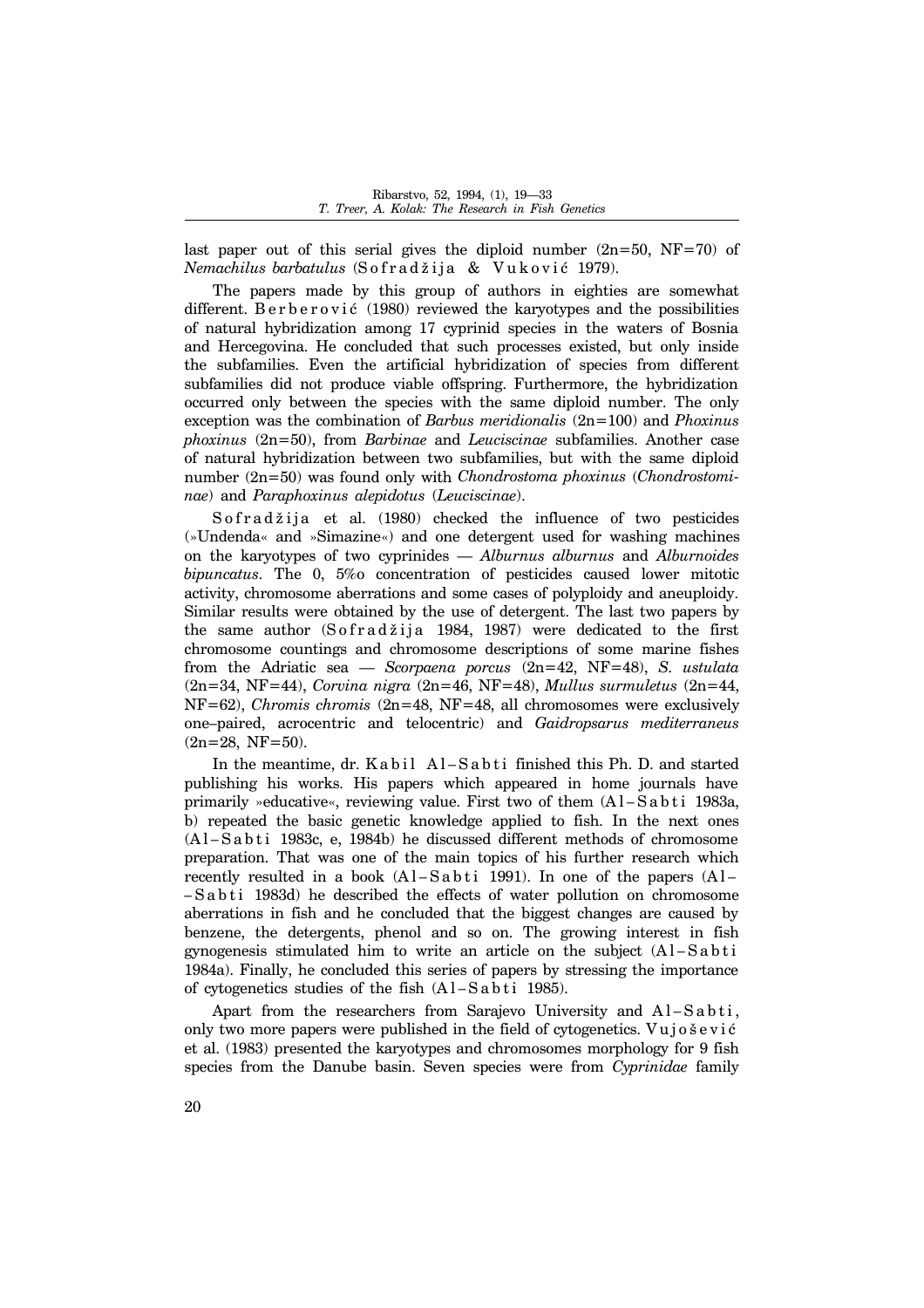last paper out of this serial gives the diploid number (2n=50, NF=70) of *Nemachilus barbatulus* (Sofradžija & Vuković 1979).

The papers made by this group of authors in eighties are somewhat different. Berberović (1980) reviewed the karyotypes and the possibilities of natural hybridization among 17 cyprinid species in the waters of Bosnia and Hercegovina. He concluded that such processes existed, but only inside the subfamilies. Even the artificial hybridization of species from different subfamilies did not produce viable offspring. Furthermore, the hybridization occurred only between the species with the same diploid number. The only exception was the combination of *Barbus meridionalis* (2n=100) and *Phoxinus phoxinus* (2n=50), from *Barbinae* and *Leuciscinae* subfamilies. Another case of natural hybridization between two subfamilies, but with the same diploid number (2n=50) was found only with *Chondrostoma phoxinus* (*Chondrostominae*) and *Paraphoxinus alepidotus* (*Leuciscinae*).

Sofradžija et al. (1980) checked the influence of two pesticides (»Undenda« and »Simazine«) and one detergent used for washing machines on the karyotypes of two cyprinides — *Alburnus alburnus* and *Alburnoides bipuncatus*. The 0, 5‰ concentration of pesticides caused lower mitotic activity, chromosome aberrations and some cases of polyploidy and aneuploidy. Similar results were obtained by the use of detergent. The last two papers by the same author (Sofradžija 1984, 1987) were dedicated to the first chromosome countings and chromosome descriptions of some marine fishes from the Adriatic sea — *Scorpaena porcus* (2n=42, NF=48), *S. ustulata* (2n=34, NF=44), *Corvina nigra* (2n=46, NF=48), *Mullus surmuletus* (2n=44, NF=62), *Chromis chromis* (2n=48, NF=48, all chromosomes were exclusively one–paired, acrocentric and telocentric) and *Gaidropsarus mediterraneus* (2n=28, NF=50).

In the meantime, dr. Kabil Al–Sabti finished this Ph. D. and started publishing his works. His papers which appeared in home journals have primarily »educative«, reviewing value. First two of them (Al–Sabti 1983a, b) repeated the basic genetic knowledge applied to fish. In the next ones (Al–Sabti 1983c, e, 1984b) he discussed different methods of chromosome preparation. That was one of the main topics of his further research which recently resulted in a book (Al–Sabti 1991). In one of the papers (Al–Sabti 1983d) he described the effects of water pollution on chromosome aberrations in fish and he concluded that the biggest changes are caused by benzene, the detergents, phenol and so on. The growing interest in fish gynogenesis stimulated him to write an article on the subject (Al–Sabti 1984a). Finally, he concluded this series of papers by stressing the importance of cytogenetics studies of the fish (Al–Sabti 1985).

Apart from the researchers from Sarajevo University and Al–Sabti, only two more papers were published in the field of cytogenetics. Vujošević et al. (1983) presented the karyotypes and chromosomes morphology for 9 fish species from the Danube basin. Seven species were from *Cyprinidae* family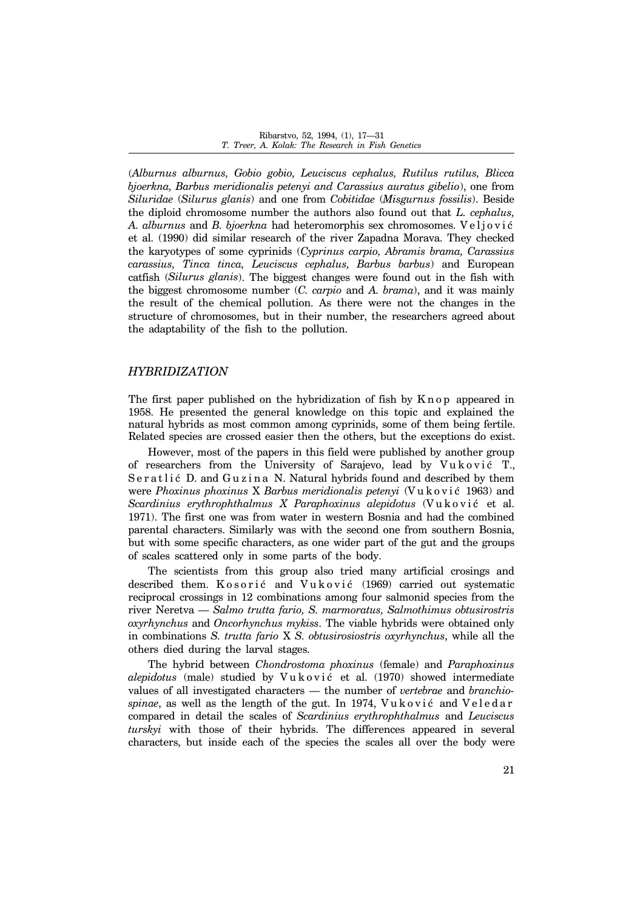(*Alburnus alburnus, Gobio gobio, Leuciscus cephalus, Rutilus rutilus, Blicca bjoerkna, Barbus meridionalis petenyi and Carassius auratus gibelio*), one from *Siluridae* (*Silurus glanis*) and one from *Cobitidae* (*Misgurnus fossilis*). Beside the diploid chromosome number the authors also found out that *L. cephalus, A. alburnus* and *B. bjoerkna* had heteromorphis sex chromosomes. Veljović et al. (1990) did similar research of the river Zapadna Morava. They checked the karyotypes of some cyprinids (*Cyprinus carpio, Abramis brama, Carassius carassius, Tinca tinca, Leuciscus cephalus, Barbus barbus*) and European catfish (*Silurus glanis*). The biggest changes were found out in the fish with the biggest chromosome number (*C. carpio* and *A. brama*), and it was mainly the result of the chemical pollution. As there were not the changes in the structure of chromosomes, but in their number, the researchers agreed about the adaptability of the fish to the pollution.

## *HYBRIDIZATION*

The first paper published on the hybridization of fish by Knop appeared in 1958. He presented the general knowledge on this topic and explained the natural hybrids as most common among cyprinids, some of them being fertile. Related species are crossed easier then the others, but the exceptions do exist.

However, most of the papers in this field were published by another group of researchers from the University of Sarajevo, lead by Vuković T., Seratlić D. and Guzina N. Natural hybrids found and described by them were *Phoxinus phoxinus* X *Barbus meridionalis petenyi* (Vuković 1963) and *Scardinius erythrophthalmus X Paraphoxinus alepidotus* (Vuković et al. 1971). The first one was from water in western Bosnia and had the combined parental characters. Similarly was with the second one from southern Bosnia, but with some specific characters, as one wider part of the gut and the groups of scales scattered only in some parts of the body.

The scientists from this group also tried many artificial crosings and described them. Kosorić and Vuković (1969) carried out systematic reciprocal crossings in 12 combinations among four salmonid species from the river Neretva — *Salmo trutta fario, S. marmoratus, Salmothimus obtusirostris oxyrhynchus* and *Oncorhynchus mykiss*. The viable hybrids were obtained only in combinations *S. trutta fario* X *S. obtusirosiostris oxyrhynchus*, while all the others died during the larval stages.

The hybrid between *Chondrostoma phoxinus* (female) and *Paraphoxinus alepidotus* (male) studied by Vuković et al. (1970) showed intermediate values of all investigated characters — the number of *vertebrae* and *branchiospinae*, as well as the length of the gut. In 1974, Vuković and Veledar compared in detail the scales of *Scardinius erythrophthalmus* and *Leuciscus turskyi* with those of their hybrids. The differences appeared in several characters, but inside each of the species the scales all over the body were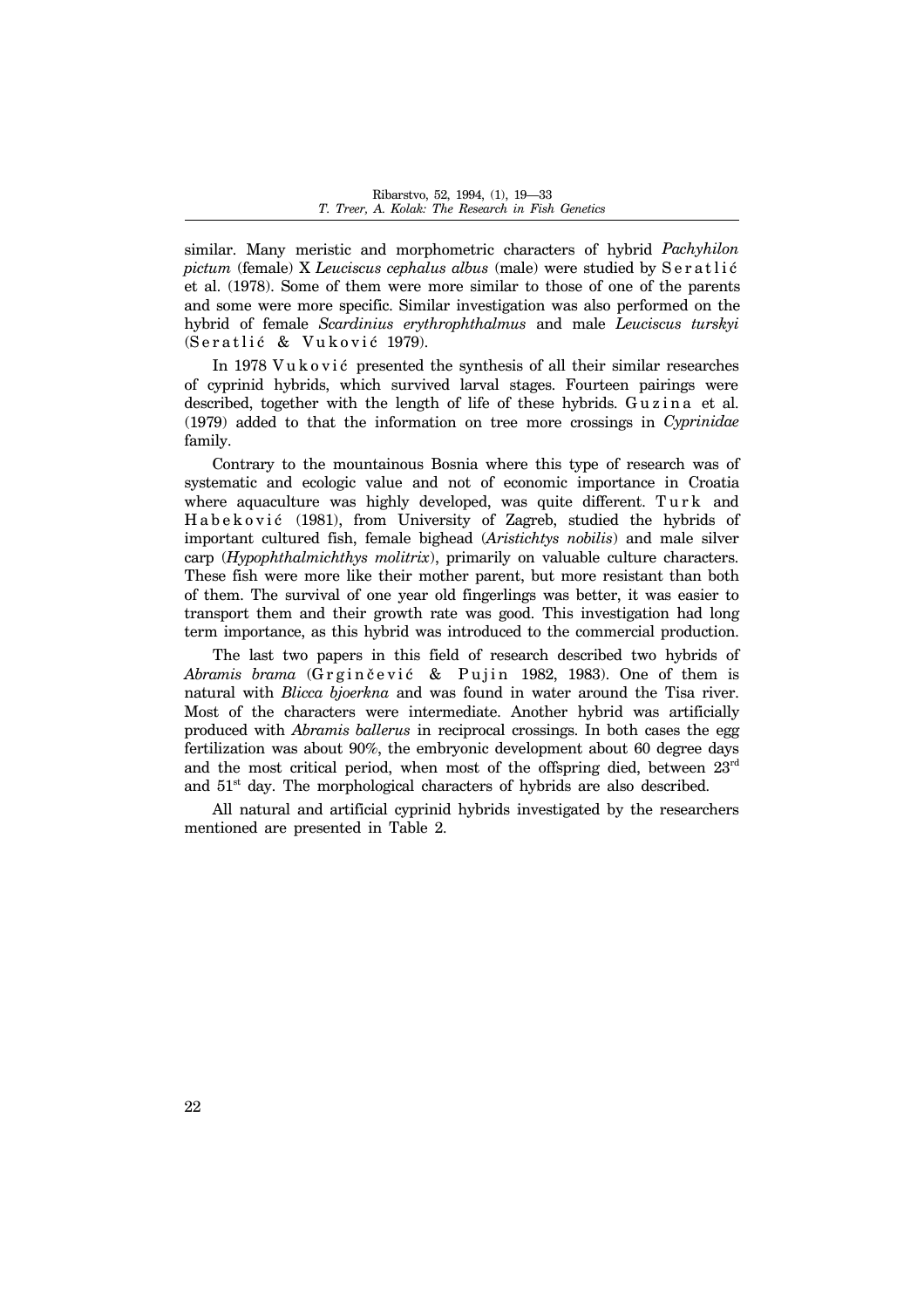similar. Many meristic and morphometric characters of hybrid *Pachyhilon pictum* (female) X *Leuciscus cephalus albus* (male) were studied by Seratlić et al. (1978). Some of them were more similar to those of one of the parents and some were more specific. Similar investigation was also performed on the hybrid of female *Scardinius erythrophthalmus* and male *Leuciscus turskyi* (Seratlić & Vuković 1979).

In 1978 Vuković presented the synthesis of all their similar researches of cyprinid hybrids, which survived larval stages. Fourteen pairings were described, together with the length of life of these hybrids. Guzina et al. (1979) added to that the information on tree more crossings in *Cyprinidae* family.

Contrary to the mountainous Bosnia where this type of research was of systematic and ecologic value and not of economic importance in Croatia where aquaculture was highly developed, was quite different. Turk and Habeković (1981), from University of Zagreb, studied the hybrids of important cultured fish, female bighead (*Aristichtys nobilis*) and male silver carp (*Hypophthalmichthys molitrix*), primarily on valuable culture characters. These fish were more like their mother parent, but more resistant than both of them. The survival of one year old fingerlings was better, it was easier to transport them and their growth rate was good. This investigation had long term importance, as this hybrid was introduced to the commercial production.

The last two papers in this field of research described two hybrids of *Abramis brama* (Grginčević & Pujin 1982, 1983). One of them is natural with *Blicca bjoerkna* and was found in water around the Tisa river. Most of the characters were intermediate. Another hybrid was artificially produced with *Abramis ballerus* in reciprocal crossings. In both cases the egg fertilization was about 90%, the embryonic development about 60 degree days and the most critical period, when most of the offspring died, between 23rd and 51st day. The morphological characters of hybrids are also described.

All natural and artificial cyprinid hybrids investigated by the researchers mentioned are presented in Table 2.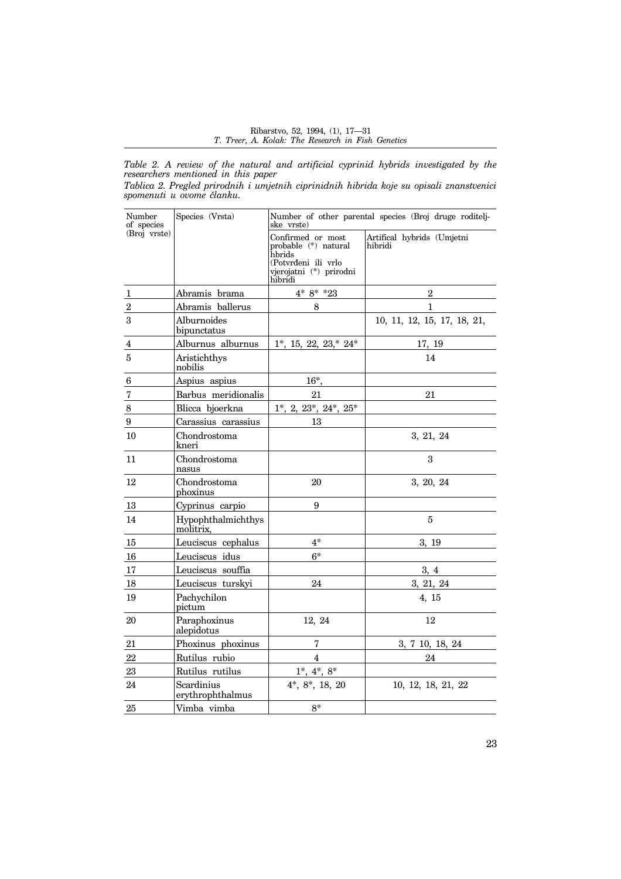*Table 2. A review of the natural and artificial cyprinid hybrids investigated by the researchers mentioned in this paper*

*Tablica 2. Pregled prirodnih i umjetnih ciprinidnih hibrida koje su opisali znanstvenici spomenuti u ovome članku.*

| Number of species (Broj vrste) | Species (Vrsta) | Number of other parental species (Broj druge roditeljske vrste) | |
|---|---|---|---|
| | | Confirmed or most probable (*) natural hbrids (Potvrđeni ili vrlo vjerojatni (*) prirodni hibridi | Artifical hybrids (Umjetni hibridi |
| 1 | Abramis brama | 4* 8* *23 | 2 |
| 2 | Abramis ballerus | 8 | 1 |
| 3 | Alburnoides bipunctatus | | 10, 11, 12, 15, 17, 18, 21, |
| 4 | Alburnus alburnus | 1*, 15, 22, 23,* 24* | 17, 19 |
| 5 | Aristichthys nobilis | | 14 |
| 6 | Aspius aspius | 16*, | |
| 7 | Barbus meridionalis | 21 | 21 |
| 8 | Blicca bjoerkna | 1*, 2, 23*, 24*, 25* | |
| 9 | Carassius carassius | 13 | |
| 10 | Chondrostoma kneri | | 3, 21, 24 |
| 11 | Chondrostoma nasus | | 3 |
| 12 | Chondrostoma phoxinus | 20 | 3, 20, 24 |
| 13 | Cyprinus carpio | 9 | |
| 14 | Hypophthalmichthys molitrix, | | 5 |
| 15 | Leuciscus cephalus | 4* | 3, 19 |
| 16 | Leuciscus idus | 6* | |
| 17 | Leuciscus souffia | | 3, 4 |
| 18 | Leuciscus turskyi | 24 | 3, 21, 24 |
| 19 | Pachychilon pictum | | 4, 15 |
| 20 | Paraphoxinus alepidotus | 12, 24 | 12 |
| 21 | Phoxinus phoxinus | 7 | 3, 7 10, 18, 24 |
| 22 | Rutilus rubio | 4 | 24 |
| 23 | Rutilus rutilus | 1*, 4*, 8* | |
| 24 | Scardinius erythrophthalmus | 4*, 8*, 18, 20 | 10, 12, 18, 21, 22 |
| 25 | Vimba vimba | 8* | |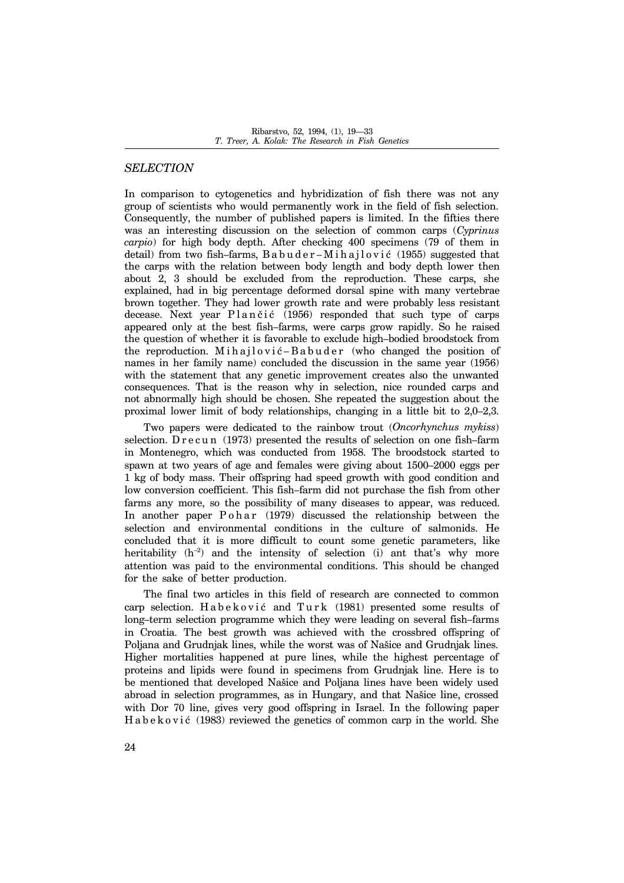## *SELECTION*

In comparison to cytogenetics and hybridization of fish there was not any group of scientists who would permanently work in the field of fish selection. Consequently, the number of published papers is limited. In the fifties there was an interesting discussion on the selection of common carps (*Cyprinus carpio*) for high body depth. After checking 400 specimens (79 of them in detail) from two fish–farms, Babuder–Mihajlović (1955) suggested that the carps with the relation between body length and body depth lower then about 2, 3 should be excluded from the reproduction. These carps, she explained, had in big percentage deformed dorsal spine with many vertebrae brown together. They had lower growth rate and were probably less resistant decease. Next year Plančić (1956) responded that such type of carps appeared only at the best fish–farms, were carps grow rapidly. So he raised the question of whether it is favorable to exclude high–bodied broodstock from the reproduction. Mihajlović–Babuder (who changed the position of names in her family name) concluded the discussion in the same year (1956) with the statement that any genetic improvement creates also the unwanted consequences. That is the reason why in selection, nice rounded carps and not abnormally high should be chosen. She repeated the suggestion about the proximal lower limit of body relationships, changing in a little bit to 2,0–2,3.

Two papers were dedicated to the rainbow trout (*Oncorhynchus mykiss*) selection. Drecun (1973) presented the results of selection on one fish–farm in Montenegro, which was conducted from 1958. The broodstock started to spawn at two years of age and females were giving about 1500–2000 eggs per 1 kg of body mass. Their offspring had speed growth with good condition and low conversion coefficient. This fish–farm did not purchase the fish from other farms any more, so the possibility of many diseases to appear, was reduced. In another paper Pohar (1979) discussed the relationship between the selection and environmental conditions in the culture of salmonids. He concluded that it is more difficult to count some genetic parameters, like heritability ($h^{-2}$) and the intensity of selection (i) ant that's why more attention was paid to the environmental conditions. This should be changed for the sake of better production.

The final two articles in this field of research are connected to common carp selection. Habeković and Turk (1981) presented some results of long–term selection programme which they were leading on several fish–farms in Croatia. The best growth was achieved with the crossbred offspring of Poljana and Grudnjak lines, while the worst was of Našice and Grudnjak lines. Higher mortalities happened at pure lines, while the highest percentage of proteins and lipids were found in specimens from Grudnjak line. Here is to be mentioned that developed Našice and Poljana lines have been widely used abroad in selection programmes, as in Hungary, and that Našice line, crossed with Dor 70 line, gives very good offspring in Israel. In the following paper Habeković (1983) reviewed the genetics of common carp in the world. She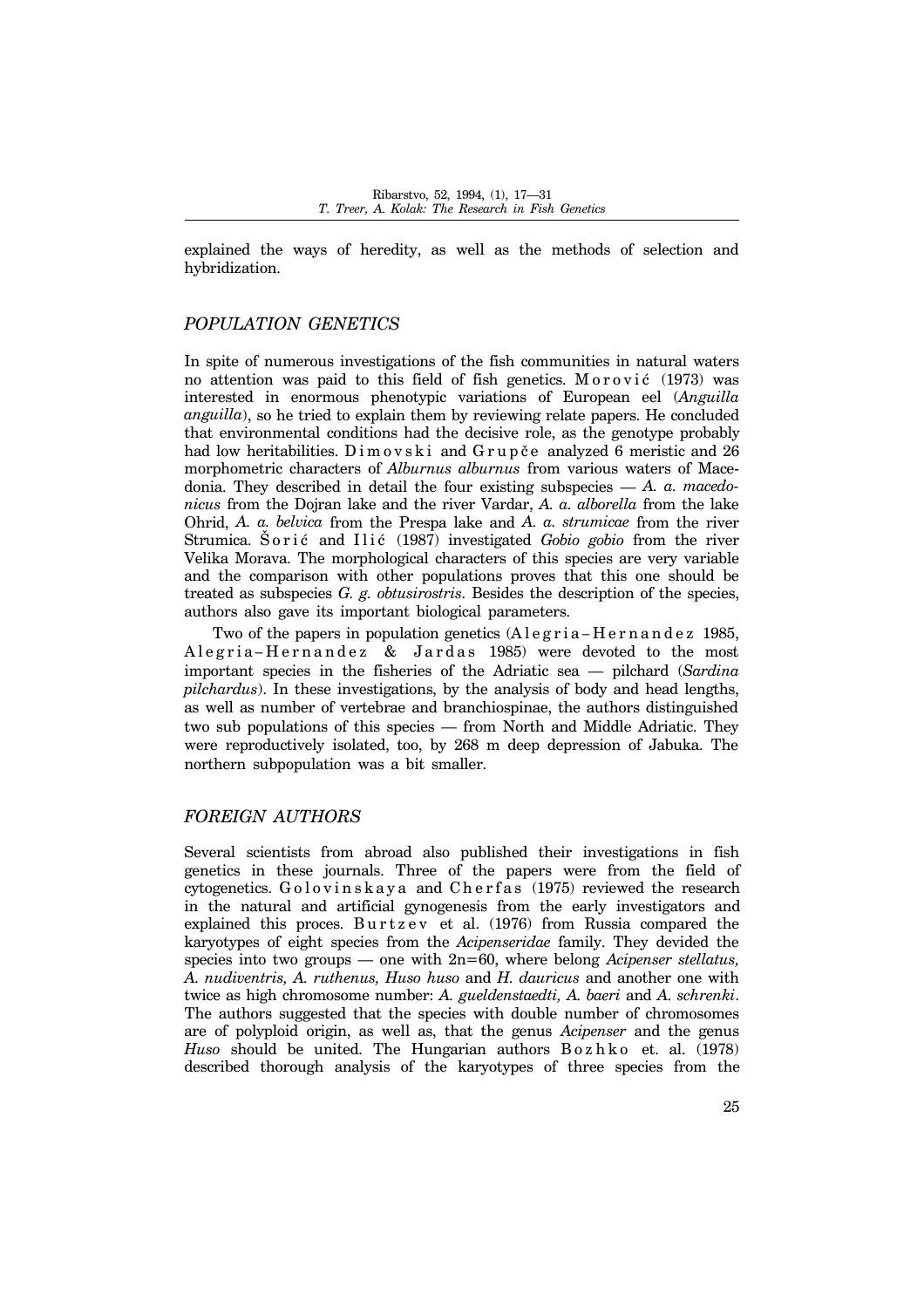explained the ways of heredity, as well as the methods of selection and hybridization.

## *POPULATION GENETICS*

In spite of numerous investigations of the fish communities in natural waters no attention was paid to this field of fish genetics. Morović (1973) was interested in enormous phenotypic variations of European eel (*Anguilla anguilla*), so he tried to explain them by reviewing relate papers. He concluded that environmental conditions had the decisive role, as the genotype probably had low heritabilities. Dimovski and Grupče analyzed 6 meristic and 26 morphometric characters of *Alburnus alburnus* from various waters of Macedonia. They described in detail the four existing subspecies — *A. a. macedonicus* from the Dojran lake and the river Vardar, *A. a. alborella* from the lake Ohrid, *A. a. belvica* from the Prespa lake and *A. a. strumicae* from the river Strumica. Šorić and Ilić (1987) investigated *Gobio gobio* from the river Velika Morava. The morphological characters of this species are very variable and the comparison with other populations proves that this one should be treated as subspecies *G. g. obtusirostris*. Besides the description of the species, authors also gave its important biological parameters.

Two of the papers in population genetics (Alegria-Hernandez 1985, Alegria-Hernandez & Jardas 1985) were devoted to the most important species in the fisheries of the Adriatic sea — pilchard (*Sardina pilchardus*). In these investigations, by the analysis of body and head lengths, as well as number of vertebrae and branchiospinae, the authors distinguished two sub populations of this species — from North and Middle Adriatic. They were reproductively isolated, too, by 268 m deep depression of Jabuka. The northern subpopulation was a bit smaller.

## *FOREIGN AUTHORS*

Several scientists from abroad also published their investigations in fish genetics in these journals. Three of the papers were from the field of cytogenetics. Golovinskaya and Cherfas (1975) reviewed the research in the natural and artificial gynogenesis from the early investigators and explained this proces. Burtzev et al. (1976) from Russia compared the karyotypes of eight species from the *Acipenseridae* family. They devided the species into two groups — one with 2n=60, where belong *Acipenser stellatus, A. nudiventris, A. ruthenus, Huso huso* and *H. dauricus* and another one with twice as high chromosome number: *A. gueldenstaedti, A. baeri* and *A. schrenki*. The authors suggested that the species with double number of chromosomes are of polyploid origin, as well as, that the genus *Acipenser* and the genus *Huso* should be united. The Hungarian authors Bozhko et. al. (1978) described thorough analysis of the karyotypes of three species from the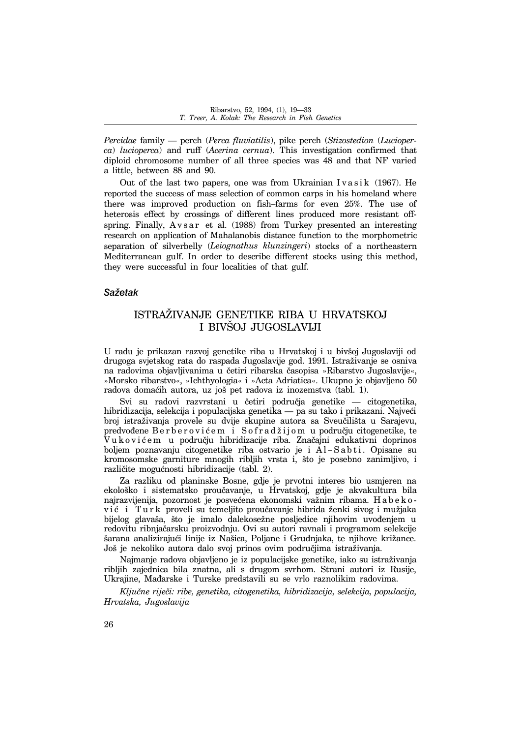*Percidae* family — perch (*Perca fluviatilis*), pike perch (*Stizostedion* (*Lucioperca*) *lucioperca*) and ruff (*Acerina cernua*). This investigation confirmed that diploid chromosome number of all three species was 48 and that NF varied a little, between 88 and 90.

Out of the last two papers, one was from Ukrainian Ivasik (1967). He reported the success of mass selection of common carps in his homeland where there was improved production on fish–farms for even 25%. The use of heterosis effect by crossings of different lines produced more resistant offspring. Finally, Avsar et al. (1988) from Turkey presented an interesting research on application of Mahalanobis distance function to the morphometric separation of silverbelly (*Leiognathus klunzingeri*) stocks of a northeastern Mediterranean gulf. In order to describe different stocks using this method, they were successful in four localities of that gulf.

### *Sažetak*

## ISTRAŽIVANJE GENETIKE RIBA U HRVATSKOJ I BIVŠOJ JUGOSLAVIJI

U radu je prikazan razvoj genetike riba u Hrvatskoj i u bivšoj Jugoslaviji od drugoga svjetskog rata do raspada Jugoslavije god. 1991. Istraživanje se osniva na radovima objavljivanima u četiri ribarska časopisa »Ribarstvo Jugoslavije«, »Morsko ribarstvo«, »Ichthyologia« i »Acta Adriatica«. Ukupno je objavljeno 50 radova domaćih autora, uz još pet radova iz inozemstva (tabl. 1).

Svi su radovi razvrstani u četiri područja genetike — citogenetika, hibridizacija, selekcija i populacijska genetika — pa su tako i prikazani. Najveći broj istraživanja provele su dvije skupine autora sa Sveučilišta u Sarajevu, predvođene Berberovićem i Sofradžijom u području citogenetike, te Vukovićem u području hibridizacije riba. Značajni edukativni doprinos boljem poznavanju citogenetike riba ostvario je i Al–Sabti. Opisane su kromosomske garniture mnogih ribljih vrsta i, što je posebno zanimljivo, i različite mogućnosti hibridizacije (tabl. 2).

Za razliku od planinske Bosne, gdje je prvotni interes bio usmjeren na ekološko i sistematsko proučavanje, u Hrvatskoj, gdje je akvakultura bila najrazvijenija, pozornost je posvećena ekonomski važnim ribama. Habeković i Turk proveli su temeljito proučavanje hibrida ženki sivog i mužjaka bijelog glavaša, što je imalo dalekosežne posljedice njihovim uvođenjem u redovitu ribnjačarsku proizvodnju. Ovi su autori ravnali i programom selekcije šarana analizirajući linije iz Našica, Poljane i Grudnjaka, te njihove križance. Još je nekoliko autora dalo svoj prinos ovim područjima istraživanja.

Najmanje radova objavljeno je iz populacijske genetike, iako su istraživanja ribljih zajednica bila znatna, ali s drugom svrhom. Strani autori iz Rusije, Ukrajine, Mađarske i Turske predstavili su se vrlo raznolikim radovima.

*Ključne riječi: ribe, genetika, citogenetika, hibridizacija, selekcija, populacija, Hrvatska, Jugoslavija*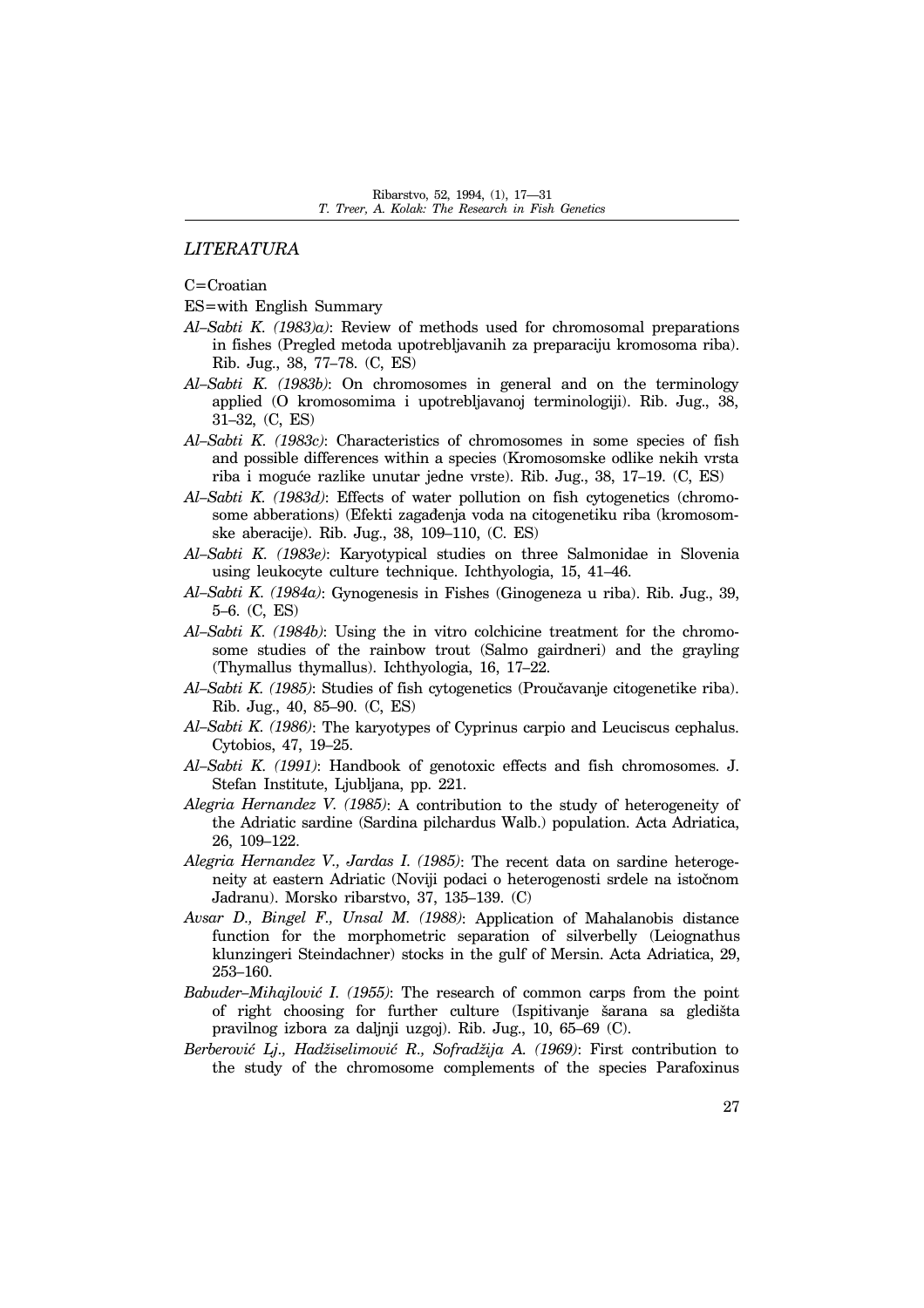## *LITERATURA*

C=Croatian

ES=with English Summary

*Al–Sabti K. (1983)a)*: Review of methods used for chromosomal preparations in fishes (Pregled metoda upotrebljavanih za preparaciju kromosoma riba). Rib. Jug., 38, 77–78. (C, ES)

*Al–Sabti K. (1983b)*: On chromosomes in general and on the terminology applied (O kromosomima i upotrebljavanoj terminologiji). Rib. Jug., 38, 31–32, (C, ES)

*Al–Sabti K. (1983c)*: Characteristics of chromosomes in some species of fish and possible differences within a species (Kromosomske odlike nekih vrsta riba i moguće razlike unutar jedne vrste). Rib. Jug., 38, 17–19. (C, ES)

*Al–Sabti K. (1983d)*: Effects of water pollution on fish cytogenetics (chromosome abberations) (Efekti zagađenja voda na citogenetiku riba (kromosomske aberacije). Rib. Jug., 38, 109–110, (C. ES)

*Al–Sabti K. (1983e)*: Karyotypical studies on three Salmonidae in Slovenia using leukocyte culture technique. Ichthyologia, 15, 41–46.

*Al–Sabti K. (1984a)*: Gynogenesis in Fishes (Ginogeneza u riba). Rib. Jug., 39, 5–6. (C, ES)

*Al–Sabti K. (1984b)*: Using the in vitro colchicine treatment for the chromosome studies of the rainbow trout (Salmo gairdneri) and the grayling (Thymallus thymallus). Ichthyologia, 16, 17–22.

*Al–Sabti K. (1985)*: Studies of fish cytogenetics (Proučavanje citogenetike riba). Rib. Jug., 40, 85–90. (C, ES)

*Al–Sabti K. (1986)*: The karyotypes of Cyprinus carpio and Leuciscus cephalus. Cytobios, 47, 19–25.

*Al–Sabti K. (1991)*: Handbook of genotoxic effects and fish chromosomes. J. Stefan Institute, Ljubljana, pp. 221.

*Alegria Hernandez V. (1985)*: A contribution to the study of heterogeneity of the Adriatic sardine (Sardina pilchardus Walb.) population. Acta Adriatica, 26, 109–122.

*Alegria Hernandez V., Jardas I. (1985)*: The recent data on sardine heterogeneity at eastern Adriatic (Noviji podaci o heterogenosti srdele na istočnom Jadranu). Morsko ribarstvo, 37, 135–139. (C)

*Avsar D., Bingel F., Unsal M. (1988)*: Application of Mahalanobis distance function for the morphometric separation of silverbelly (Leiognathus klunzingeri Steindachner) stocks in the gulf of Mersin. Acta Adriatica, 29, 253–160.

*Babuder–Mihajlović I. (1955)*: The research of common carps from the point of right choosing for further culture (Ispitivanje šarana sa gledišta pravilnog izbora za daljnji uzgoj). Rib. Jug., 10, 65–69 (C).

*Berberović Lj., Hadžiselimović R., Sofradžija A. (1969)*: First contribution to the study of the chromosome complements of the species Parafoxinus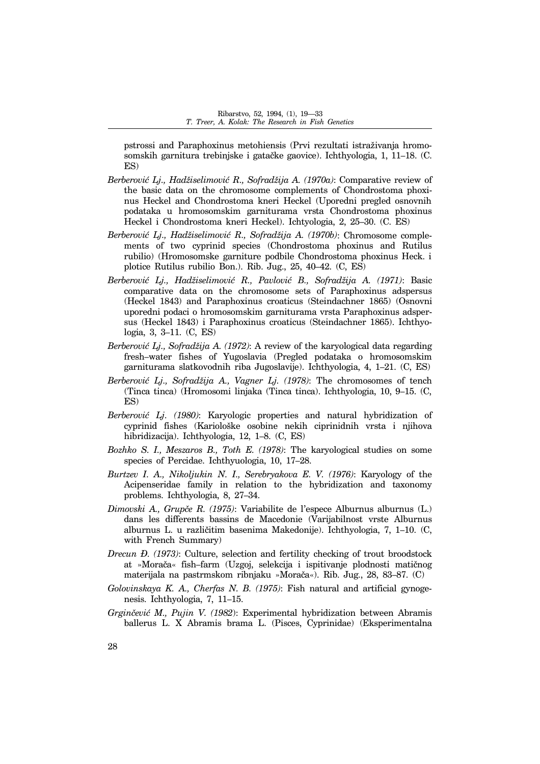pstrossi and Paraphoxinus metohiensis (Prvi rezultati istraživanja hromosomskih garnitura trebinjske i gatačke gaovice). Ichthyologia, 1, 11–18. (C. ES)

*Berberović Lj., Hadžiselimović R., Sofradžija A. (1970a)*: Comparative review of the basic data on the chromosome complements of Chondrostoma phoxinus Heckel and Chondrostoma kneri Heckel (Uporedni pregled osnovnih podataka u hromosomskim garniturama vrsta Chondrostoma phoxinus Heckel i Chondrostoma kneri Heckel). Ichtyologia, 2, 25–30. (C. ES)

*Berberović Lj., Hadžiselimović R., Sofradžija A. (1970b)*: Chromosome complements of two cyprinid species (Chondrostoma phoxinus and Rutilus rubilio) (Hromosomske garniture podbile Chondrostoma phoxinus Heck. i plotice Rutilus rubilio Bon.). Rib. Jug., 25, 40–42. (C, ES)

*Berberović Lj., Hadžiselimović R., Pavlović B., Sofradžija A. (1971)*: Basic comparative data on the chromosome sets of Paraphoxinus adspersus (Heckel 1843) and Paraphoxinus croaticus (Steindachner 1865) (Osnovni uporedni podaci o hromosomskim garniturama vrsta Paraphoxinus adspersus (Heckel 1843) i Paraphoxinus croaticus (Steindachner 1865). Ichthyologia, 3, 3–11. (C, ES)

*Berberović Lj., Sofradžija A. (1972)*: A review of the karyological data regarding fresh–water fishes of Yugoslavia (Pregled podataka o hromosomskim garniturama slatkovodnih riba Jugoslavije). Ichthyologia, 4, 1–21. (C, ES)

*Berberović Lj., Sofradžija A., Vagner Lj. (1978)*: The chromosomes of tench (Tinca tinca) (Hromosomi linjaka (Tinca tinca). Ichthyologia, 10, 9–15. (C, ES)

*Berberović Lj. (1980)*: Karyologic properties and natural hybridization of cyprinid fishes (Kariološke osobine nekih ciprinidnih vrsta i njihova hibridizacija). Ichthyologia, 12, 1–8. (C, ES)

*Bozhko S. I., Meszaros B., Toth E. (1978)*: The karyological studies on some species of Percidae. Ichthyuologia, 10, 17–28.

*Burtzev I. A., Nikoljukin N. I., Serebryakova E. V. (1976)*: Karyology of the Acipenseridae family in relation to the hybridization and taxonomy problems. Ichthyologia, 8, 27–34.

*Dimovski A., Grupče R. (1975)*: Variabilite de l'espece Alburnus alburnus (L.) dans les differents bassins de Macedonie (Varijabilnost vrste Alburnus alburnus L. u različitim basenima Makedonije). Ichthyologia, 7, 1–10. (C, with French Summary)

*Drecun Đ. (1973)*: Culture, selection and fertility checking of trout broodstock at »Morača« fish–farm (Uzgoj, selekcija i ispitivanje plodnosti matičnog materijala na pastrmskom ribnjaku »Morača«). Rib. Jug., 28, 83–87. (C)

*Golovinskaya K. A., Cherfas N. B. (1975)*: Fish natural and artificial gynogenesis. Ichthyologia, 7, 11–15.

*Grginčević M., Pujin V. (1982)*: Experimental hybridization between Abramis ballerus L. X Abramis brama L. (Pisces, Cyprinidae) (Eksperimentalna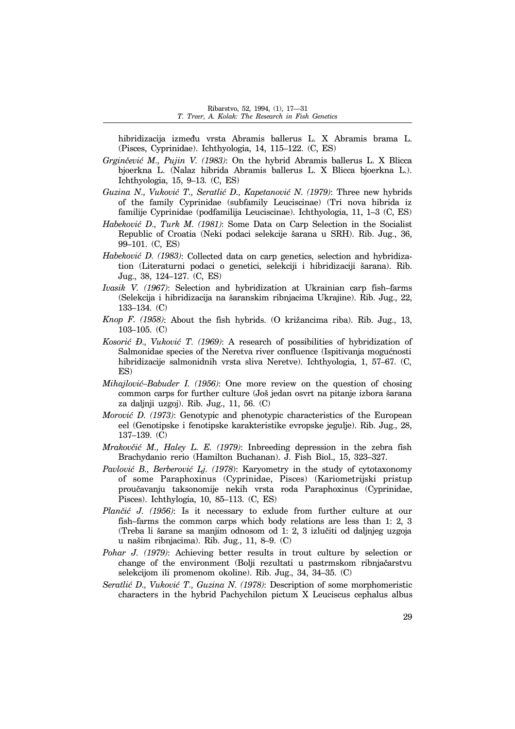hibridizacija između vrsta Abramis ballerus L. X Abramis brama L. (Pisces, Cyprinidae). Ichthyologia, 14, 115–122. (C, ES)

*Grginčević M., Pujin V. (1983)*: On the hybrid Abramis ballerus L. X Blicca bjoerkna L. (Nalaz hibrida Abramis ballerus L. X Blicca bjoerkna L.). Ichthyologia, 15, 9–13. (C, ES)

*Guzina N., Vuković T., Seratlić D., Kapetanović N. (1979)*: Three new hybrids of the family Cyprinidae (subfamily Leuciscinae) (Tri nova hibrida iz familije Cyprinidae (podfamilija Leuciscinae). Ichthyologia, 11, 1–3 (C, ES)

*Habeković D., Turk M. (1981)*: Some Data on Carp Selection in the Socialist Republic of Croatia (Neki podaci selekcije šarana u SRH). Rib. Jug., 36, 99–101. (C, ES)

*Habeković D. (1983)*: Collected data on carp genetics, selection and hybridization (Literaturni podaci o genetici, selekciji i hibridizaciji šarana). Rib. Jug., 38, 124–127. (C, ES)

*Ivasik V. (1967)*: Selection and hybridization at Ukrainian carp fish–farms (Selekcija i hibridizacija na šaranskim ribnjacima Ukrajine). Rib. Jug., 22, 133–134. (C)

*Knop F. (1958)*: About the fish hybrids. (O križancima riba). Rib. Jug., 13, 103–105. (C)

*Kosorić Đ., Vuković T. (1969)*: A research of possibilities of hybridization of Salmonidae species of the Neretva river confluence (Ispitivanja mogućnosti hibridizacije salmonidnih vrsta sliva Neretve). Ichthyologia, 1, 57–67. (C, ES)

*Mihajlović–Babuder I. (1956)*: One more review on the question of chosing common carps for further culture (Još jedan osvrt na pitanje izbora šarana za daljnji uzgoj). Rib. Jug., 11, 56. (C)

*Morović D. (1973)*: Genotypic and phenotypic characteristics of the European eel (Genotipske i fenotipske karakteristike evropske jegulje). Rib. Jug., 28, 137–139. (C)

*Mrakovčić M., Haley L. E. (1979)*: Inbreeding depression in the zebra fish Brachydanio rerio (Hamilton Buchanan). J. Fish Biol., 15, 323–327.

*Pavlović B., Berberović Lj. (1978)*: Karyometry in the study of cytotaxonomy of some Paraphoxinus (Cyprinidae, Pisces) (Kariometrijski pristup proučavanju taksonomije nekih vrsta roda Paraphoxinus (Cyprinidae, Pisces). Ichthylogia, 10, 85–113. (C, ES)

*Plančić J. (1956)*: Is it necessary to exlude from further culture at our fish–farms the common carps which body relations are less than 1: 2, 3 (Treba li šarane sa manjim odnosom od 1: 2, 3 izlučiti od daljnjeg uzgoja u našim ribnjacima). Rib. Jug., 11, 8–9. (C)

*Pohar J. (1979)*: Achieving better results in trout culture by selection or change of the environment (Bolji rezultati u pastrmskom ribnjačarstvu selekcijom ili promenom okoline). Rib. Jug., 34, 34–35. (C)

*Seratlić D., Vuković T., Guzina N. (1978)*: Description of some morphomeristic characters in the hybrid Pachychilon pictum X Leuciscus cephalus albus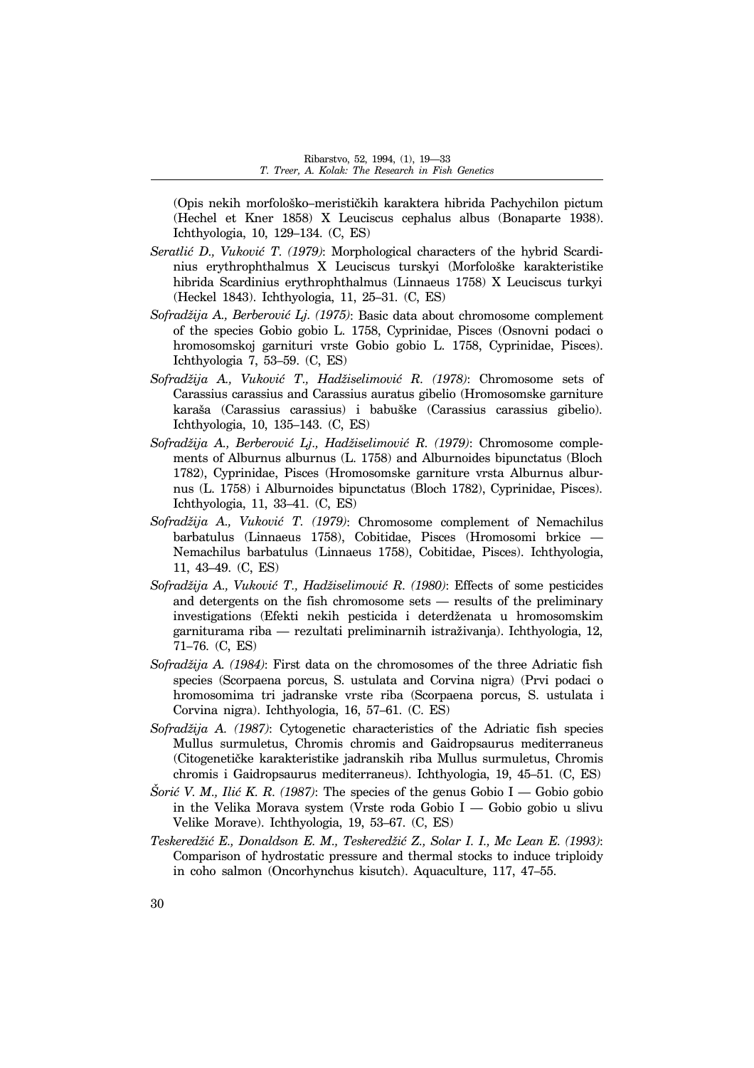(Opis nekih morfološko–merističkih karaktera hibrida Pachychilon pictum (Hechel et Kner 1858) X Leuciscus cephalus albus (Bonaparte 1938). Ichthyologia, 10, 129–134. (C, ES)

*Seratlić D., Vuković T. (1979)*: Morphological characters of the hybrid Scardinius erythrophthalmus X Leuciscus turskyi (Morfološke karakteristike hibrida Scardinius erythrophthalmus (Linnaeus 1758) X Leuciscus turkyi (Heckel 1843). Ichthyologia, 11, 25–31. (C, ES)

*Sofradžija A., Berberović Lj. (1975)*: Basic data about chromosome complement of the species Gobio gobio L. 1758, Cyprinidae, Pisces (Osnovni podaci o hromosomskoj garnituri vrste Gobio gobio L. 1758, Cyprinidae, Pisces). Ichthyologia 7, 53–59. (C, ES)

*Sofradžija A., Vuković T., Hadžiselimović R. (1978)*: Chromosome sets of Carassius carassius and Carassius auratus gibelio (Hromosomske garniture karaša (Carassius carassius) i babuške (Carassius carassius gibelio). Ichthyologia, 10, 135–143. (C, ES)

*Sofradžija A., Berberović Lj., Hadžiselimović R. (1979)*: Chromosome complements of Alburnus alburnus (L. 1758) and Alburnoides bipunctatus (Bloch 1782), Cyprinidae, Pisces (Hromosomske garniture vrsta Alburnus alburnus (L. 1758) i Alburnoides bipunctatus (Bloch 1782), Cyprinidae, Pisces). Ichthyologia, 11, 33–41. (C, ES)

*Sofradžija A., Vuković T. (1979)*: Chromosome complement of Nemachilus barbatulus (Linnaeus 1758), Cobitidae, Pisces (Hromosomi brkice — Nemachilus barbatulus (Linnaeus 1758), Cobitidae, Pisces). Ichthyologia, 11, 43–49. (C, ES)

*Sofradžija A., Vuković T., Hadžiselimović R. (1980)*: Effects of some pesticides and detergents on the fish chromosome sets — results of the preliminary investigations (Efekti nekih pesticida i deterdženata u hromosomskim garniturama riba — rezultati preliminarnih istraživanja). Ichthyologia, 12, 71–76. (C, ES)

*Sofradžija A. (1984)*: First data on the chromosomes of the three Adriatic fish species (Scorpaena porcus, S. ustulata and Corvina nigra) (Prvi podaci o hromosomima tri jadranske vrste riba (Scorpaena porcus, S. ustulata i Corvina nigra). Ichthyologia, 16, 57–61. (C. ES)

*Sofradžija A. (1987)*: Cytogenetic characteristics of the Adriatic fish species Mullus surmuletus, Chromis chromis and Gaidropsaurus mediterraneus (Citogenetičke karakteristike jadranskih riba Mullus surmuletus, Chromis chromis i Gaidropsaurus mediterraneus). Ichthyologia, 19, 45–51. (C, ES)

*Šorić V. M., Ilić K. R. (1987)*: The species of the genus Gobio I — Gobio gobio in the Velika Morava system (Vrste roda Gobio I — Gobio gobio u slivu Velike Morave). Ichthyologia, 19, 53–67. (C, ES)

*Teskeredžić E., Donaldson E. M., Teskeredžić Z., Solar I. I., Mc Lean E. (1993)*: Comparison of hydrostatic pressure and thermal stocks to induce triploidy in coho salmon (Oncorhynchus kisutch). Aquaculture, 117, 47–55.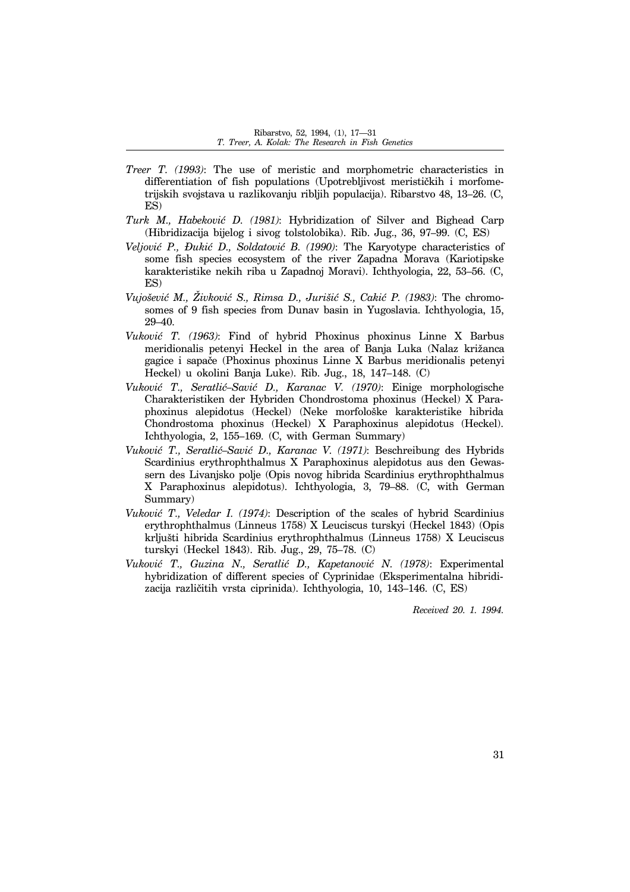*Treer T. (1993)*: The use of meristic and morphometric characteristics in differentiation of fish populations (Upotrebljivost merističkih i morfometrijskih svojstava u razlikovanju ribljih populacija). Ribarstvo 48, 13–26. (C, ES)

*Turk M., Habeković D. (1981)*: Hybridization of Silver and Bighead Carp (Hibridizacija bijelog i sivog tolstolobika). Rib. Jug., 36, 97–99. (C, ES)

*Veljović P., Đukić D., Soldatović B. (1990)*: The Karyotype characteristics of some fish species ecosystem of the river Zapadna Morava (Kariotipske karakteristike nekih riba u Zapadnoj Moravi). Ichthyologia, 22, 53–56. (C, ES)

*Vujošević M., Živković S., Rimsa D., Jurišić S., Cakić P. (1983)*: The chromosomes of 9 fish species from Dunav basin in Yugoslavia. Ichthyologia, 15, 29–40.

*Vuković T. (1963)*: Find of hybrid Phoxinus phoxinus Linne X Barbus meridionalis petenyi Heckel in the area of Banja Luka (Nalaz križanca gagice i sapače (Phoxinus phoxinus Linne X Barbus meridionalis petenyi Heckel) u okolini Banja Luke). Rib. Jug., 18, 147–148. (C)

*Vuković T., Seratlić–Savić D., Karanac V. (1970)*: Einige morphologische Charakteristiken der Hybriden Chondrostoma phoxinus (Heckel) X Paraphoxinus alepidotus (Heckel) (Neke morfološke karakteristike hibrida Chondrostoma phoxinus (Heckel) X Paraphoxinus alepidotus (Heckel). Ichthyologia, 2, 155–169. (C, with German Summary)

*Vuković T., Seratlić–Savić D., Karanac V. (1971)*: Beschreibung des Hybrids Scardinius erythrophthalmus X Paraphoxinus alepidotus aus den Gewassern des Livanjsko polje (Opis novog hibrida Scardinius erythrophthalmus X Paraphoxinus alepidotus). Ichthyologia, 3, 79–88. (C, with German Summary)

*Vuković T., Veledar I. (1974)*: Description of the scales of hybrid Scardinius erythrophthalmus (Linneus 1758) X Leuciscus turskyi (Heckel 1843) (Opis krljušti hibrida Scardinius erythrophthalmus (Linneus 1758) X Leuciscus turskyi (Heckel 1843). Rib. Jug., 29, 75–78. (C)

*Vuković T., Guzina N., Seratlić D., Kapetanović N. (1978)*: Experimental hybridization of different species of Cyprinidae (Eksperimentalna hibridizacija različitih vrsta ciprinida). Ichthyologia, 10, 143–146. (C, ES)

*Received 20. 1. 1994.*